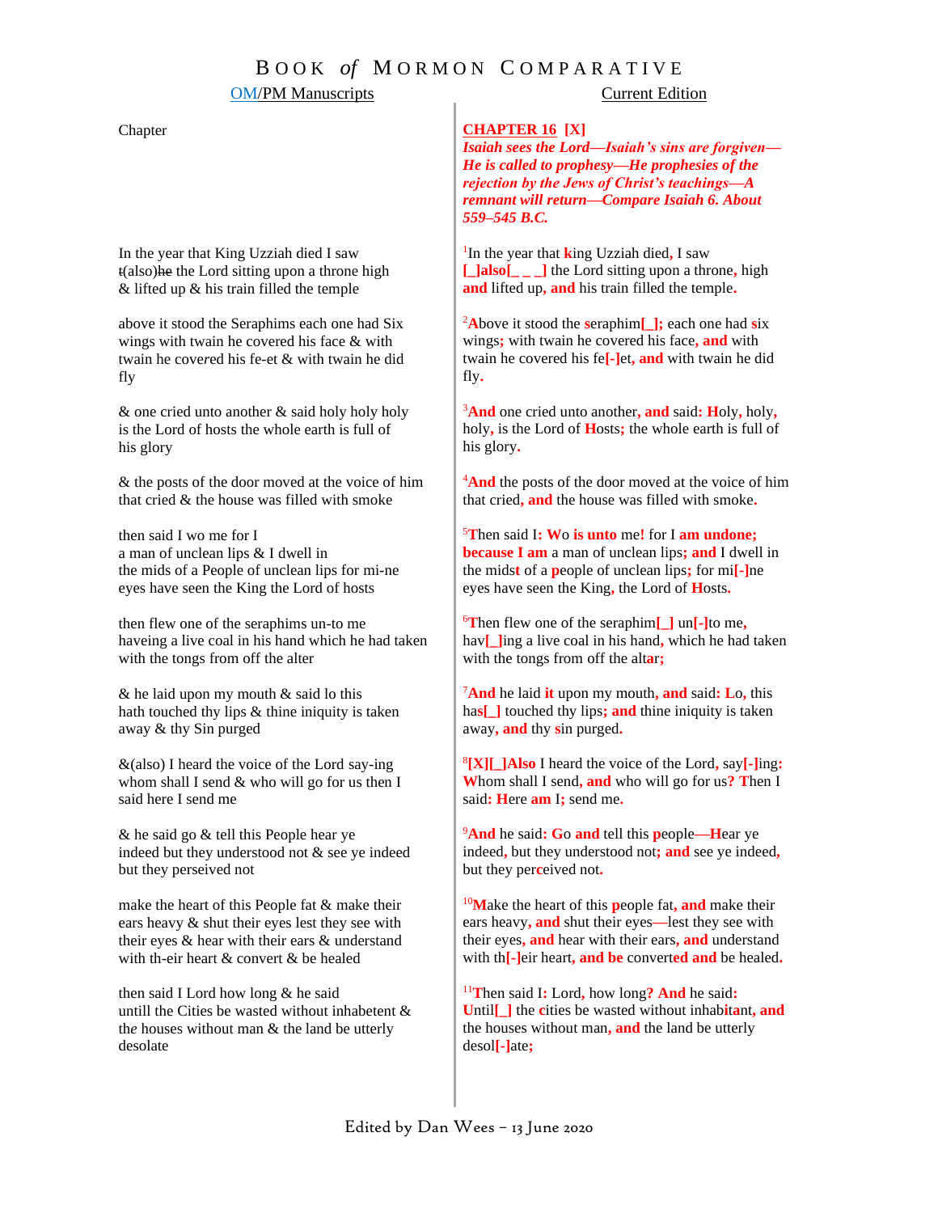# BOOK *of* MORMON COMPARATIVE

| OM/PM Manuscripts | Current Edition |
|---|---|
| Chapter | **CHAPTER 16 [X]** *Isaiah sees the Lord—Isaiah's sins are forgiven—He is called to prophesy—He prophesies of the rejection by the Jews of Christ's teachings—A remnant will return—Compare Isaiah 6. About 559–545 B.C.* |
| In the year that King Uzziah died I saw ~~t~~(also)~~he~~ the Lord sitting upon a throne high & lifted up & his train filled the temple | 1 In the year that king Uzziah died, I saw [_]also[_ _ _] the Lord sitting upon a throne, high and lifted up, and his train filled the temple. |
| above it stood the Seraphims each one had Six wings with twain he covered his face & with twain he covered his fe-et & with twain he did fly | 2 Above it stood the seraphim[_]; each one had six wings; with twain he covered his face, and with twain he covered his fe[-]et, and with twain he did fly. |
| & one cried unto another & said holy holy holy is the Lord of hosts the whole earth is full of his glory | 3 And one cried unto another, and said: Holy, holy, holy, is the Lord of Hosts; the whole earth is full of his glory. |
| & the posts of the door moved at the voice of him that cried & the house was filled with smoke | 4 And the posts of the door moved at the voice of him that cried, and the house was filled with smoke. |
| then said I wo me for I a man of unclean lips & I dwell in the mids of a People of unclean lips for mi-ne eyes have seen the King the Lord of hosts | 5 Then said I: Wo is unto me! for I am undone; because I am a man of unclean lips; and I dwell in the midst of a people of unclean lips; for mi[-]ne eyes have seen the King, the Lord of Hosts. |
| then flew one of the seraphims un-to me haveing a live coal in his hand which he had taken with the tongs from off the alter | 6 Then flew one of the seraphim[_] un[-]to me, hav[_]ing a live coal in his hand, which he had taken with the tongs from off the altar; |
| & he laid upon my mouth & said lo this hath touched thy lips & thine iniquity is taken away & thy Sin purged | 7 And he laid it upon my mouth, and said: Lo, this has[_] touched thy lips; and thine iniquity is taken away, and thy sin purged. |
| &(also) I heard the voice of the Lord say-ing whom shall I send & who will go for us then I said here I send me | 8 [X][_]Also I heard the voice of the Lord, say[-]ing: Whom shall I send, and who will go for us? Then I said: Here am I; send me. |
| & he said go & tell this People hear ye indeed but they understood not & see ye indeed but they perseived not | 9 And he said: Go and tell this people—Hear ye indeed, but they understood not; and see ye indeed, but they perceived not. |
| make the heart of this People fat & make their ears heavy & shut their eyes lest they see with their eyes & hear with their ears & understand with th-eir heart & convert & be healed | 10 Make the heart of this people fat, and make their ears heavy, and shut their eyes—lest they see with their eyes, and hear with their ears, and understand with th[-]eir heart, and be converted and be healed. |
| then said I Lord how long & he said untill the Cities be wasted without inhabetent & the houses without man & the land be utterly desolate | 11 Then said I: Lord, how long? And he said: Until[_] the cities be wasted without inhabitant, and the houses without man, and the land be utterly desol[-]ate; |

Edited by Dan Wees – 13 June 2020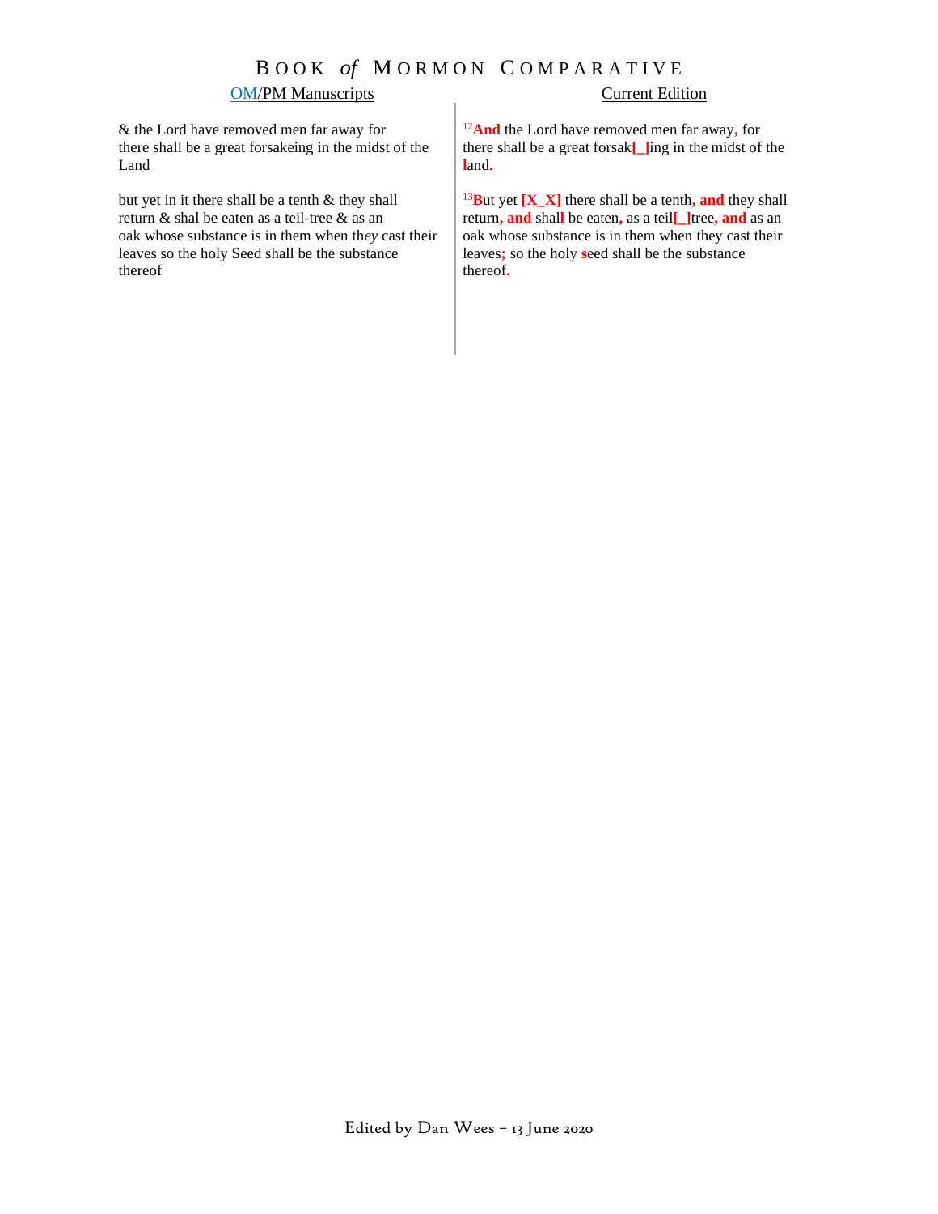| OM/PM Manuscripts | Current Edition |
| --- | --- |
| & the Lord have removed men far away for there shall be a great forsakeing in the midst of the Land | 12 **And** the Lord have removed men far away**,** for there shall be a great forsak**[_]**ing in the midst of the **l**and**.** |
| but yet in it there shall be a tenth & they shall return & shal be eaten as a teil-tree & as an oak whose substance is in them when th*ey* cast their leaves so the holy Seed shall be the substance thereof | 13 **B**ut yet **[X_X]** there shall be a tenth**, and** they shall return**, and** shal**l** be eaten**,** as a teil**[_]**tree**, and** as an oak whose substance is in them when they cast their leaves**;** so the holy **s**eed shall be the substance thereof**.** |